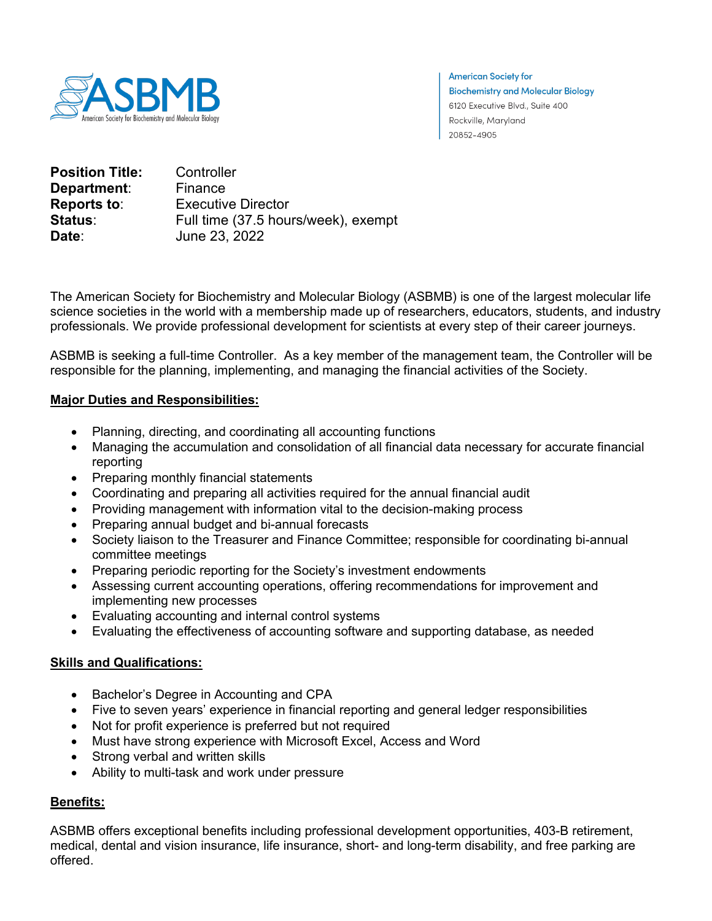ASBMB
American Society for Biochemistry and Molecular Biology

American Society for
Biochemistry and Molecular Biology
6120 Executive Blvd., Suite 400
Rockville, Maryland
20852-4905

**Position Title:** Controller
**Department**: Finance
**Reports to**: Executive Director
**Status**: Full time (37.5 hours/week), exempt
**Date**: June 23, 2022

The American Society for Biochemistry and Molecular Biology (ASBMB) is one of the largest molecular life science societies in the world with a membership made up of researchers, educators, students, and industry professionals. We provide professional development for scientists at every step of their career journeys.

ASBMB is seeking a full-time Controller. As a key member of the management team, the Controller will be responsible for the planning, implementing, and managing the financial activities of the Society.

**Major Duties and Responsibilities:**

- Planning, directing, and coordinating all accounting functions
- Managing the accumulation and consolidation of all financial data necessary for accurate financial reporting
- Preparing monthly financial statements
- Coordinating and preparing all activities required for the annual financial audit
- Providing management with information vital to the decision-making process
- Preparing annual budget and bi-annual forecasts
- Society liaison to the Treasurer and Finance Committee; responsible for coordinating bi-annual committee meetings
- Preparing periodic reporting for the Society's investment endowments
- Assessing current accounting operations, offering recommendations for improvement and implementing new processes
- Evaluating accounting and internal control systems
- Evaluating the effectiveness of accounting software and supporting database, as needed

**Skills and Qualifications:**

- Bachelor's Degree in Accounting and CPA
- Five to seven years' experience in financial reporting and general ledger responsibilities
- Not for profit experience is preferred but not required
- Must have strong experience with Microsoft Excel, Access and Word
- Strong verbal and written skills
- Ability to multi-task and work under pressure

**Benefits:**

ASBMB offers exceptional benefits including professional development opportunities, 403-B retirement, medical, dental and vision insurance, life insurance, short- and long-term disability, and free parking are offered.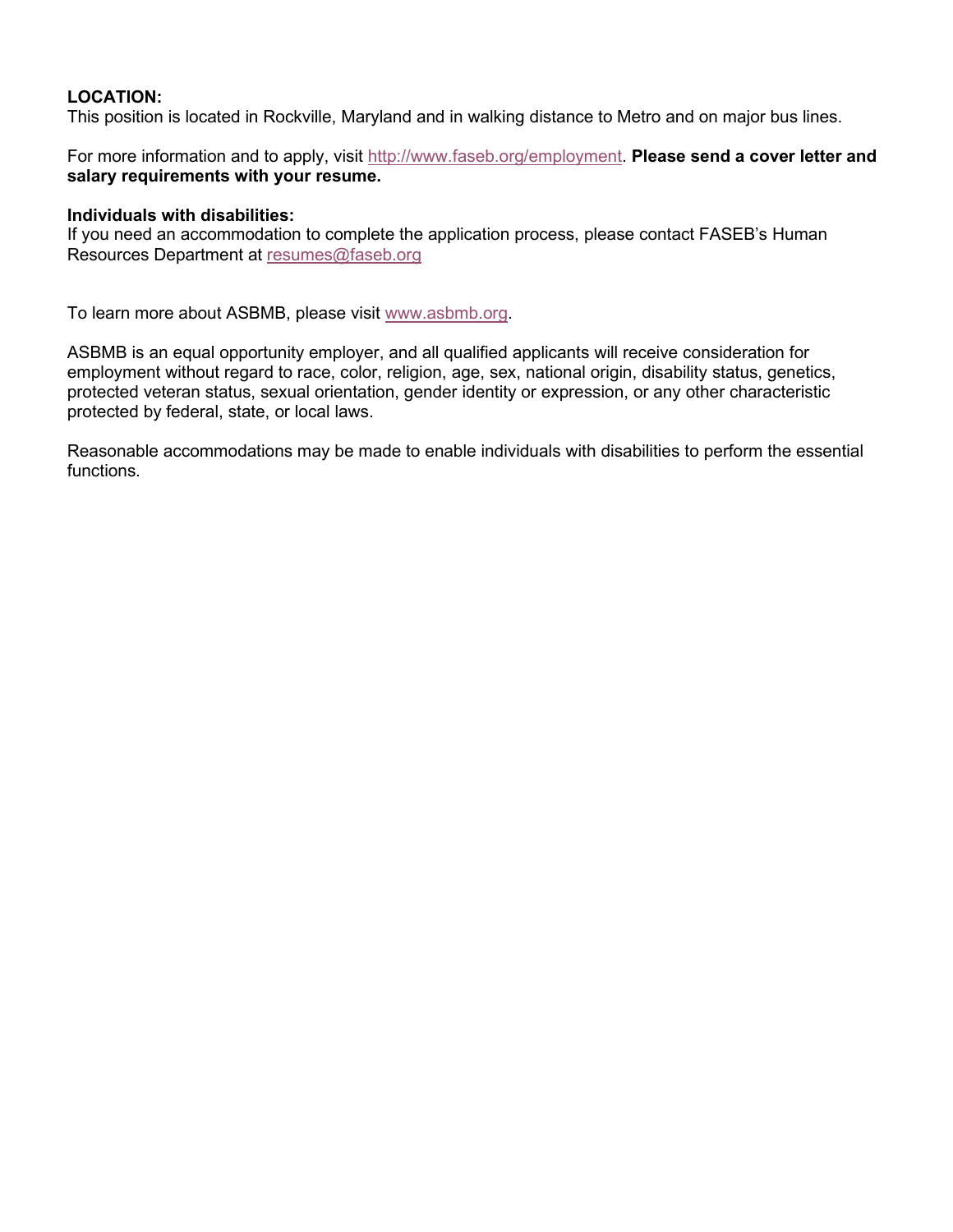**LOCATION:**
This position is located in Rockville, Maryland and in walking distance to Metro and on major bus lines.

For more information and to apply, visit http://www.faseb.org/employment. **Please send a cover letter and salary requirements with your resume.**

**Individuals with disabilities:**
If you need an accommodation to complete the application process, please contact FASEB's Human Resources Department at resumes@faseb.org

To learn more about ASBMB, please visit www.asbmb.org.

ASBMB is an equal opportunity employer, and all qualified applicants will receive consideration for employment without regard to race, color, religion, age, sex, national origin, disability status, genetics, protected veteran status, sexual orientation, gender identity or expression, or any other characteristic protected by federal, state, or local laws.

Reasonable accommodations may be made to enable individuals with disabilities to perform the essential functions.